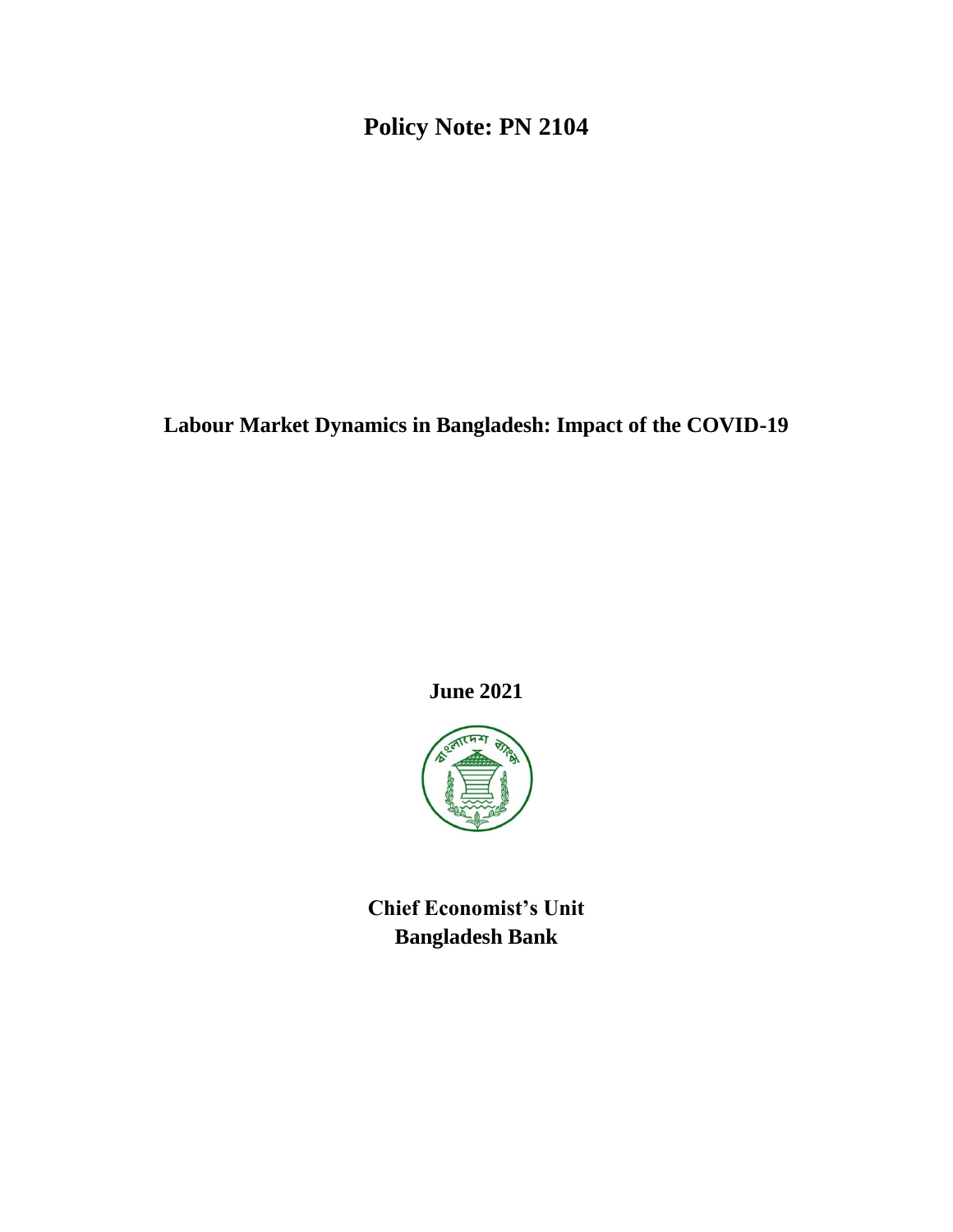# Policy Note: PN 2104

## Labour Market Dynamics in Bangladesh: Impact of the COVID-19

**June 2021**

**Chief Economist's Unit**
**Bangladesh Bank**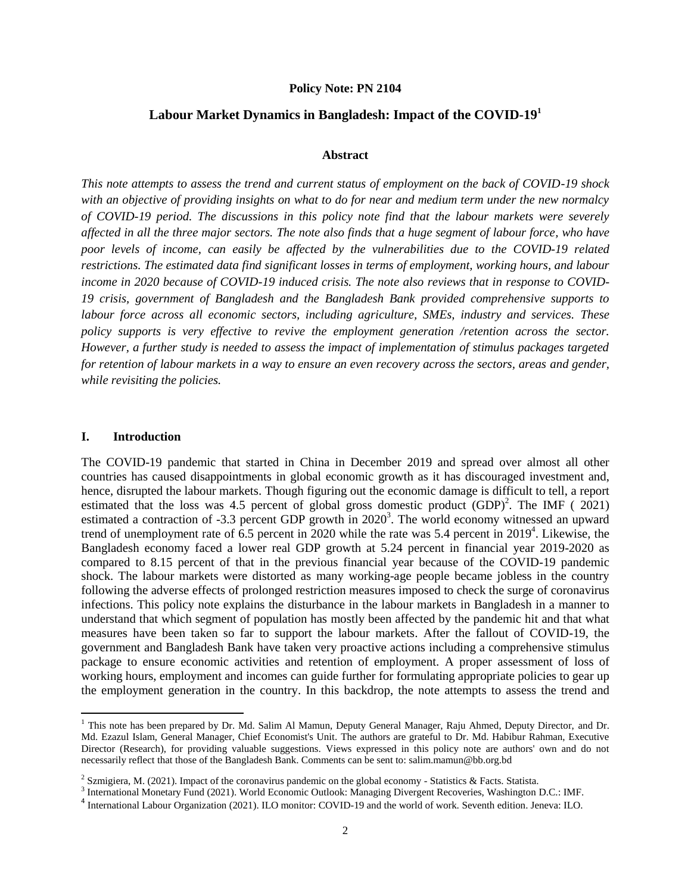**Policy Note: PN 2104**

# Labour Market Dynamics in Bangladesh: Impact of the COVID-19[1]

## Abstract

*This note attempts to assess the trend and current status of employment on the back of COVID-19 shock with an objective of providing insights on what to do for near and medium term under the new normalcy of COVID-19 period. The discussions in this policy note find that the labour markets were severely affected in all the three major sectors. The note also finds that a huge segment of labour force, who have poor levels of income, can easily be affected by the vulnerabilities due to the COVID-19 related restrictions. The estimated data find significant losses in terms of employment, working hours, and labour income in 2020 because of COVID-19 induced crisis. The note also reviews that in response to COVID-19 crisis, government of Bangladesh and the Bangladesh Bank provided comprehensive supports to labour force across all economic sectors, including agriculture, SMEs, industry and services. These policy supports is very effective to revive the employment generation /retention across the sector. However, a further study is needed to assess the impact of implementation of stimulus packages targeted for retention of labour markets in a way to ensure an even recovery across the sectors, areas and gender, while revisiting the policies.*

## I. Introduction

The COVID-19 pandemic that started in China in December 2019 and spread over almost all other countries has caused disappointments in global economic growth as it has discouraged investment and, hence, disrupted the labour markets. Though figuring out the economic damage is difficult to tell, a report estimated that the loss was 4.5 percent of global gross domestic product (GDP)[2]. The IMF ( 2021) estimated a contraction of -3.3 percent GDP growth in 2020[3]. The world economy witnessed an upward trend of unemployment rate of 6.5 percent in 2020 while the rate was 5.4 percent in 2019[4]. Likewise, the Bangladesh economy faced a lower real GDP growth at 5.24 percent in financial year 2019-2020 as compared to 8.15 percent of that in the previous financial year because of the COVID-19 pandemic shock. The labour markets were distorted as many working-age people became jobless in the country following the adverse effects of prolonged restriction measures imposed to check the surge of coronavirus infections. This policy note explains the disturbance in the labour markets in Bangladesh in a manner to understand that which segment of population has mostly been affected by the pandemic hit and that what measures have been taken so far to support the labour markets. After the fallout of COVID-19, the government and Bangladesh Bank have taken very proactive actions including a comprehensive stimulus package to ensure economic activities and retention of employment. A proper assessment of loss of working hours, employment and incomes can guide further for formulating appropriate policies to gear up the employment generation in the country. In this backdrop, the note attempts to assess the trend and

---

[1] This note has been prepared by Dr. Md. Salim Al Mamun, Deputy General Manager, Raju Ahmed, Deputy Director, and Dr. Md. Ezazul Islam, General Manager, Chief Economist's Unit. The authors are grateful to Dr. Md. Habibur Rahman, Executive Director (Research), for providing valuable suggestions. Views expressed in this policy note are authors' own and do not necessarily reflect that those of the Bangladesh Bank. Comments can be sent to: salim.mamun@bb.org.bd

[2] Szmigiera, M. (2021). Impact of the coronavirus pandemic on the global economy - Statistics & Facts. Statista.

[3] International Monetary Fund (2021). World Economic Outlook: Managing Divergent Recoveries, Washington D.C.: IMF.

[4] International Labour Organization (2021). ILO monitor: COVID-19 and the world of work. Seventh edition. Jeneva: ILO.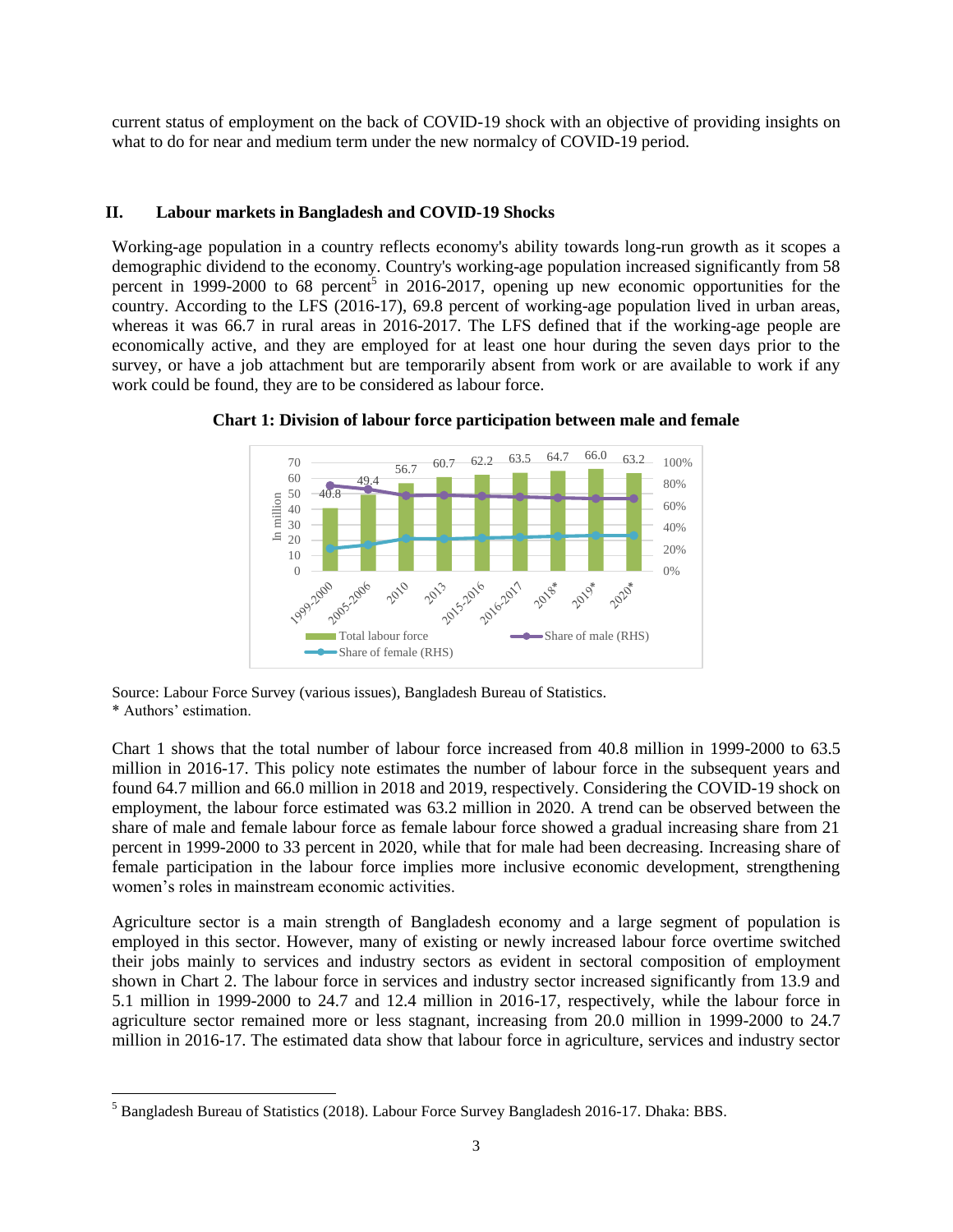current status of employment on the back of COVID-19 shock with an objective of providing insights on what to do for near and medium term under the new normalcy of COVID-19 period.

## II. Labour markets in Bangladesh and COVID-19 Shocks

Working-age population in a country reflects economy's ability towards long-run growth as it scopes a demographic dividend to the economy. Country's working-age population increased significantly from 58 percent in 1999-2000 to 68 percent[5] in 2016-2017, opening up new economic opportunities for the country. According to the LFS (2016-17), 69.8 percent of working-age population lived in urban areas, whereas it was 66.7 in rural areas in 2016-2017. The LFS defined that if the working-age people are economically active, and they are employed for at least one hour during the seven days prior to the survey, or have a job attachment but are temporarily absent from work or are available to work if any work could be found, they are to be considered as labour force.

**Chart 1: Division of labour force participation between male and female**

Source: Labour Force Survey (various issues), Bangladesh Bureau of Statistics.
\* Authors' estimation.

Chart 1 shows that the total number of labour force increased from 40.8 million in 1999-2000 to 63.5 million in 2016-17. This policy note estimates the number of labour force in the subsequent years and found 64.7 million and 66.0 million in 2018 and 2019, respectively. Considering the COVID-19 shock on employment, the labour force estimated was 63.2 million in 2020. A trend can be observed between the share of male and female labour force as female labour force showed a gradual increasing share from 21 percent in 1999-2000 to 33 percent in 2020, while that for male had been decreasing. Increasing share of female participation in the labour force implies more inclusive economic development, strengthening women's roles in mainstream economic activities.

Agriculture sector is a main strength of Bangladesh economy and a large segment of population is employed in this sector. However, many of existing or newly increased labour force overtime switched their jobs mainly to services and industry sectors as evident in sectoral composition of employment shown in Chart 2. The labour force in services and industry sector increased significantly from 13.9 and 5.1 million in 1999-2000 to 24.7 and 12.4 million in 2016-17, respectively, while the labour force in agriculture sector remained more or less stagnant, increasing from 20.0 million in 1999-2000 to 24.7 million in 2016-17. The estimated data show that labour force in agriculture, services and industry sector

[5] Bangladesh Bureau of Statistics (2018). Labour Force Survey Bangladesh 2016-17. Dhaka: BBS.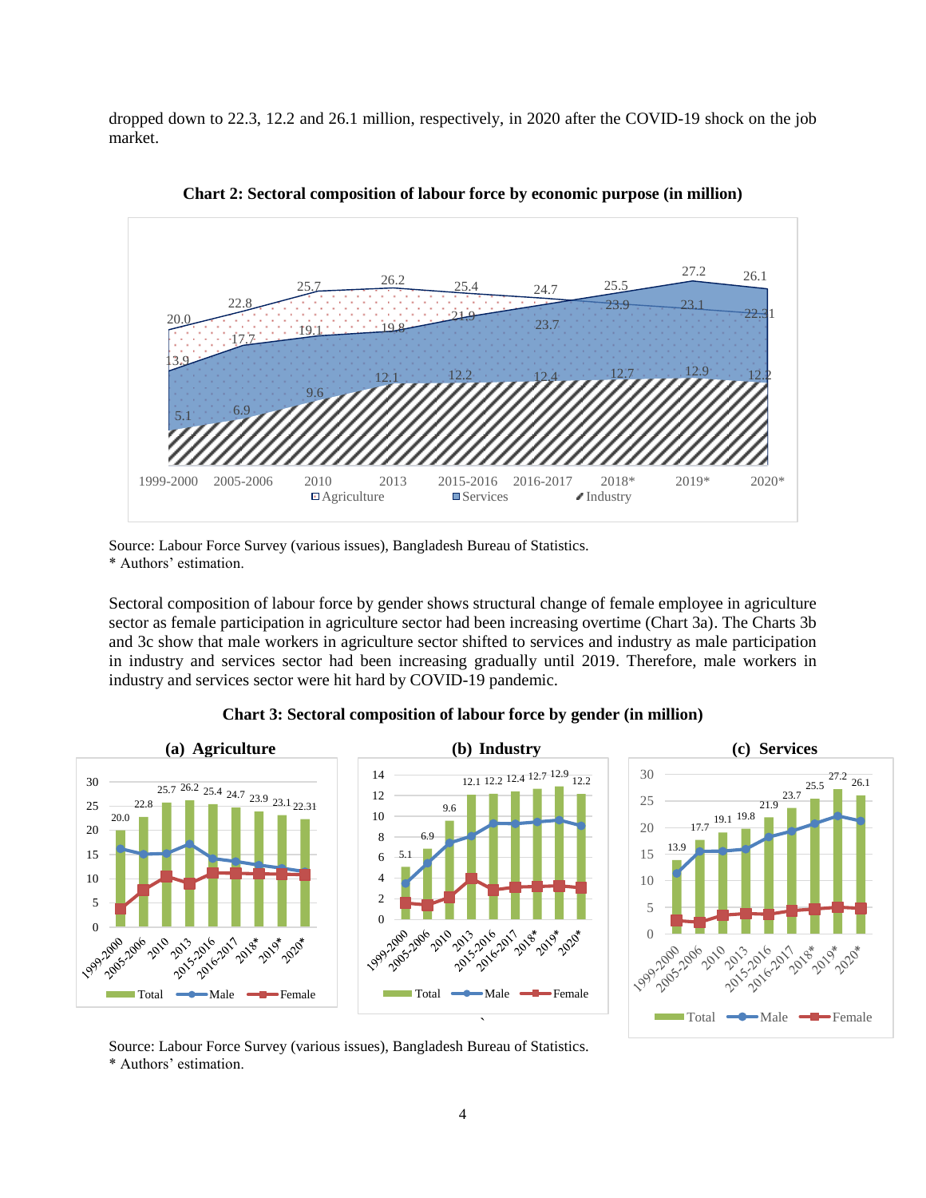dropped down to 22.3, 12.2 and 26.1 million, respectively, in 2020 after the COVID-19 shock on the job market.

**Chart 2: Sectoral composition of labour force by economic purpose (in million)**

Source: Labour Force Survey (various issues), Bangladesh Bureau of Statistics.
* Authors' estimation.

Sectoral composition of labour force by gender shows structural change of female employee in agriculture sector as female participation in agriculture sector had been increasing overtime (Chart 3a). The Charts 3b and 3c show that male workers in agriculture sector shifted to services and industry as male participation in industry and services sector had been increasing gradually until 2019. Therefore, male workers in industry and services sector were hit hard by COVID-19 pandemic.

**Chart 3: Sectoral composition of labour force by gender (in million)**

Source: Labour Force Survey (various issues), Bangladesh Bureau of Statistics.
* Authors' estimation.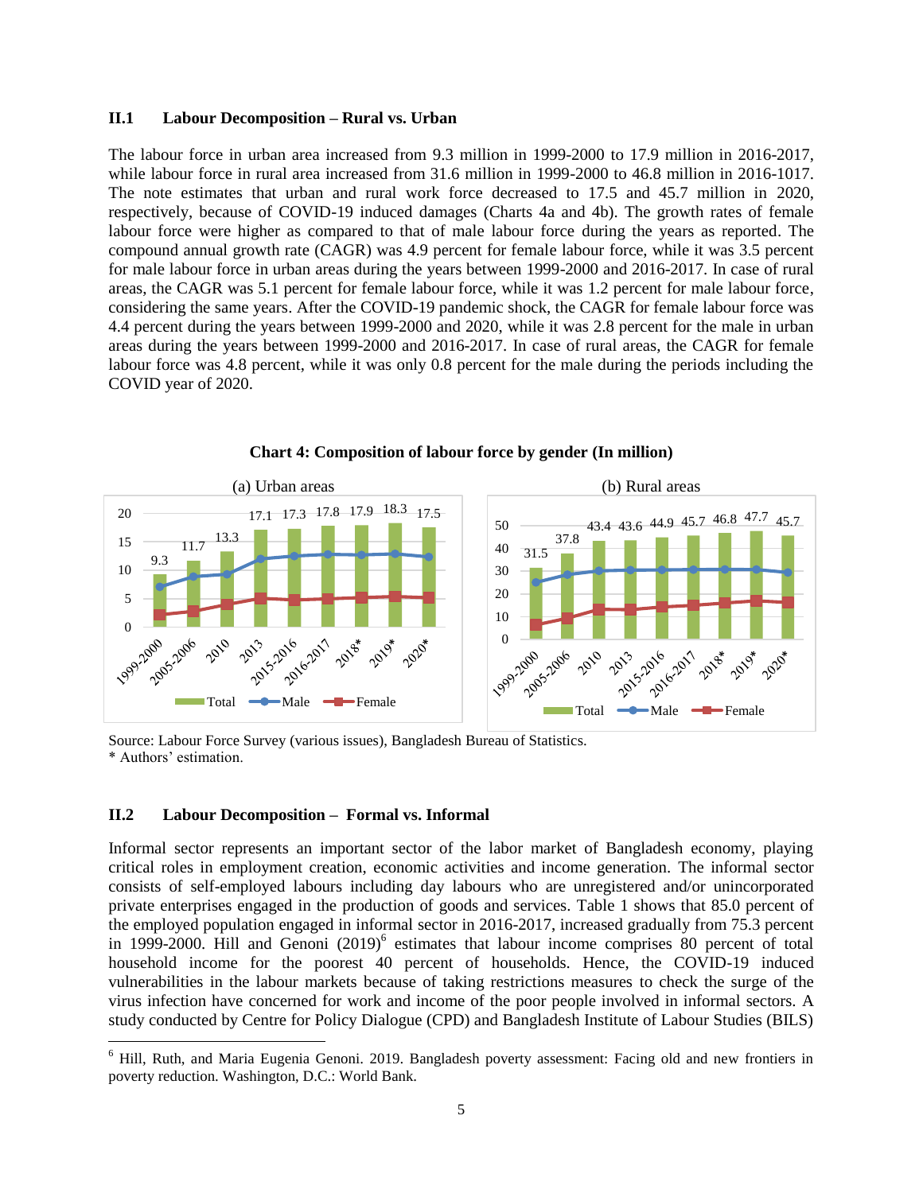## II.1 Labour Decomposition – Rural vs. Urban

The labour force in urban area increased from 9.3 million in 1999-2000 to 17.9 million in 2016-2017, while labour force in rural area increased from 31.6 million in 1999-2000 to 46.8 million in 2016-1017. The note estimates that urban and rural work force decreased to 17.5 and 45.7 million in 2020, respectively, because of COVID-19 induced damages (Charts 4a and 4b). The growth rates of female labour force were higher as compared to that of male labour force during the years as reported. The compound annual growth rate (CAGR) was 4.9 percent for female labour force, while it was 3.5 percent for male labour force in urban areas during the years between 1999-2000 and 2016-2017. In case of rural areas, the CAGR was 5.1 percent for female labour force, while it was 1.2 percent for male labour force, considering the same years. After the COVID-19 pandemic shock, the CAGR for female labour force was 4.4 percent during the years between 1999-2000 and 2020, while it was 2.8 percent for the male in urban areas during the years between 1999-2000 and 2016-2017. In case of rural areas, the CAGR for female labour force was 4.8 percent, while it was only 0.8 percent for the male during the periods including the COVID year of 2020.

**Chart 4: Composition of labour force by gender (In million)**

(a) Urban areas

| | 1999-2000 | 2005-2006 | 2010 | 2013 | 2015-2016 | 2016-2017 | 2018* | 2019* | 2020* |
|---|---|---|---|---|---|---|---|---|---|
| Total | 9.3 | 11.7 | 13.3 | 17.1 | 17.3 | 17.8 | 17.9 | 18.3 | 17.5 |

(b) Rural areas

| | 1999-2000 | 2005-2006 | 2010 | 2013 | 2015-2016 | 2016-2017 | 2018* | 2019* | 2020* |
|---|---|---|---|---|---|---|---|---|---|
| Total | 31.5 | 37.8 | 43.4 | 43.6 | 44.9 | 45.7 | 46.8 | 47.7 | 45.7 |

Source: Labour Force Survey (various issues), Bangladesh Bureau of Statistics.
* Authors' estimation.

## II.2 Labour Decomposition – Formal vs. Informal

Informal sector represents an important sector of the labor market of Bangladesh economy, playing critical roles in employment creation, economic activities and income generation. The informal sector consists of self-employed labours including day labours who are unregistered and/or unincorporated private enterprises engaged in the production of goods and services. Table 1 shows that 85.0 percent of the employed population engaged in informal sector in 2016-2017, increased gradually from 75.3 percent in 1999-2000. Hill and Genoni (2019)[6] estimates that labour income comprises 80 percent of total household income for the poorest 40 percent of households. Hence, the COVID-19 induced vulnerabilities in the labour markets because of taking restrictions measures to check the surge of the virus infection have concerned for work and income of the poor people involved in informal sectors. A study conducted by Centre for Policy Dialogue (CPD) and Bangladesh Institute of Labour Studies (BILS)

[6] Hill, Ruth, and Maria Eugenia Genoni. 2019. Bangladesh poverty assessment: Facing old and new frontiers in poverty reduction. Washington, D.C.: World Bank.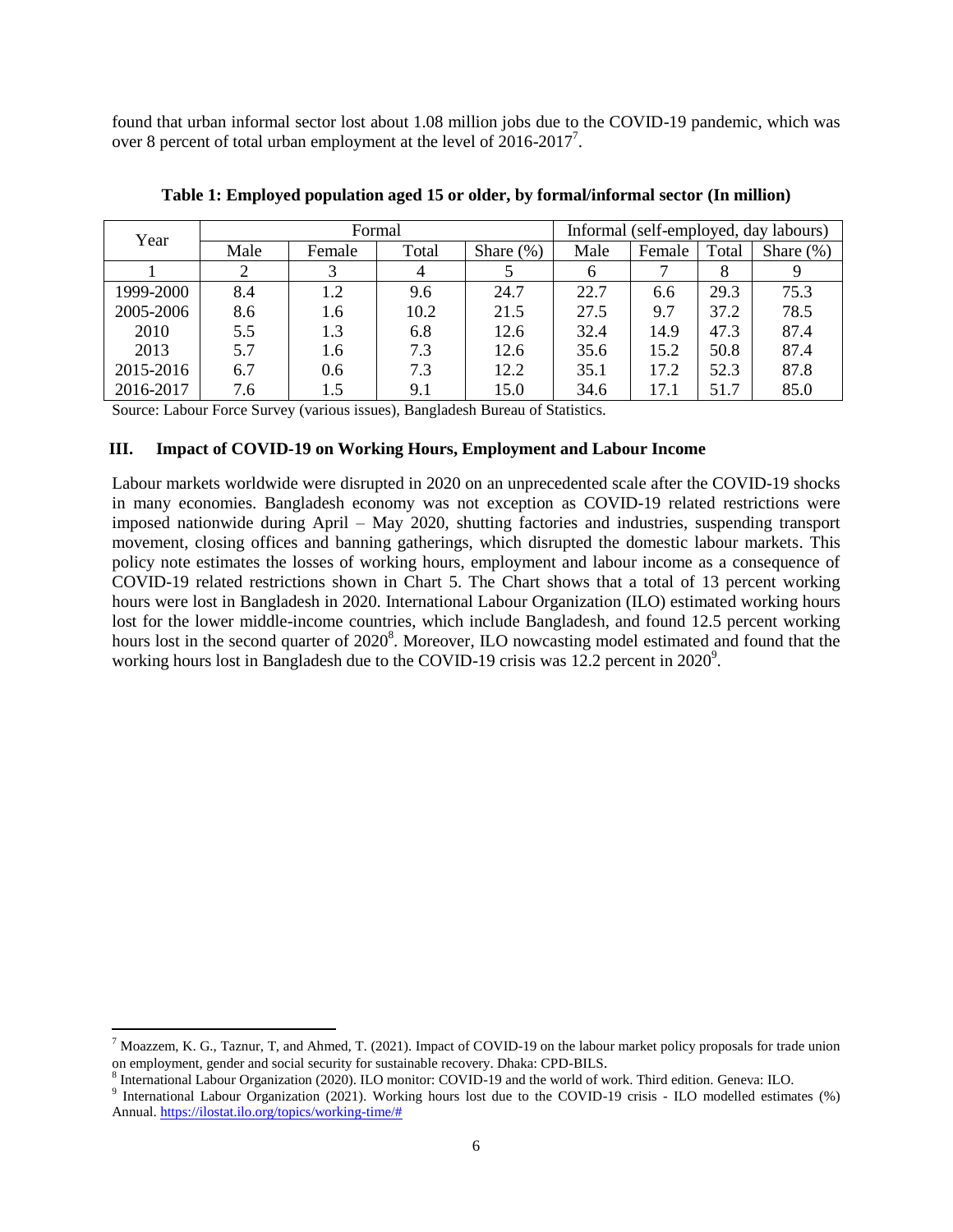found that urban informal sector lost about 1.08 million jobs due to the COVID-19 pandemic, which was over 8 percent of total urban employment at the level of 2016-2017[7].

**Table 1: Employed population aged 15 or older, by formal/informal sector (In million)**

| Year | Formal | | | | Informal (self-employed, day labours) | | | |
|---|---|---|---|---|---|---|---|---|
| | Male | Female | Total | Share (%) | Male | Female | Total | Share (%) |
| 1 | 2 | 3 | 4 | 5 | 6 | 7 | 8 | 9 |
| 1999-2000 | 8.4 | 1.2 | 9.6 | 24.7 | 22.7 | 6.6 | 29.3 | 75.3 |
| 2005-2006 | 8.6 | 1.6 | 10.2 | 21.5 | 27.5 | 9.7 | 37.2 | 78.5 |
| 2010 | 5.5 | 1.3 | 6.8 | 12.6 | 32.4 | 14.9 | 47.3 | 87.4 |
| 2013 | 5.7 | 1.6 | 7.3 | 12.6 | 35.6 | 15.2 | 50.8 | 87.4 |
| 2015-2016 | 6.7 | 0.6 | 7.3 | 12.2 | 35.1 | 17.2 | 52.3 | 87.8 |
| 2016-2017 | 7.6 | 1.5 | 9.1 | 15.0 | 34.6 | 17.1 | 51.7 | 85.0 |

Source: Labour Force Survey (various issues), Bangladesh Bureau of Statistics.

## III. Impact of COVID-19 on Working Hours, Employment and Labour Income

Labour markets worldwide were disrupted in 2020 on an unprecedented scale after the COVID-19 shocks in many economies. Bangladesh economy was not exception as COVID-19 related restrictions were imposed nationwide during April – May 2020, shutting factories and industries, suspending transport movement, closing offices and banning gatherings, which disrupted the domestic labour markets. This policy note estimates the losses of working hours, employment and labour income as a consequence of COVID-19 related restrictions shown in Chart 5. The Chart shows that a total of 13 percent working hours were lost in Bangladesh in 2020. International Labour Organization (ILO) estimated working hours lost for the lower middle-income countries, which include Bangladesh, and found 12.5 percent working hours lost in the second quarter of 2020[8]. Moreover, ILO nowcasting model estimated and found that the working hours lost in Bangladesh due to the COVID-19 crisis was 12.2 percent in 2020[9].

---

[7] Moazzem, K. G., Taznur, T, and Ahmed, T. (2021). Impact of COVID-19 on the labour market policy proposals for trade union on employment, gender and social security for sustainable recovery. Dhaka: CPD-BILS.

[8] International Labour Organization (2020). ILO monitor: COVID-19 and the world of work. Third edition. Geneva: ILO.

[9] International Labour Organization (2021). Working hours lost due to the COVID-19 crisis - ILO modelled estimates (%) Annual. https://ilostat.ilo.org/topics/working-time/#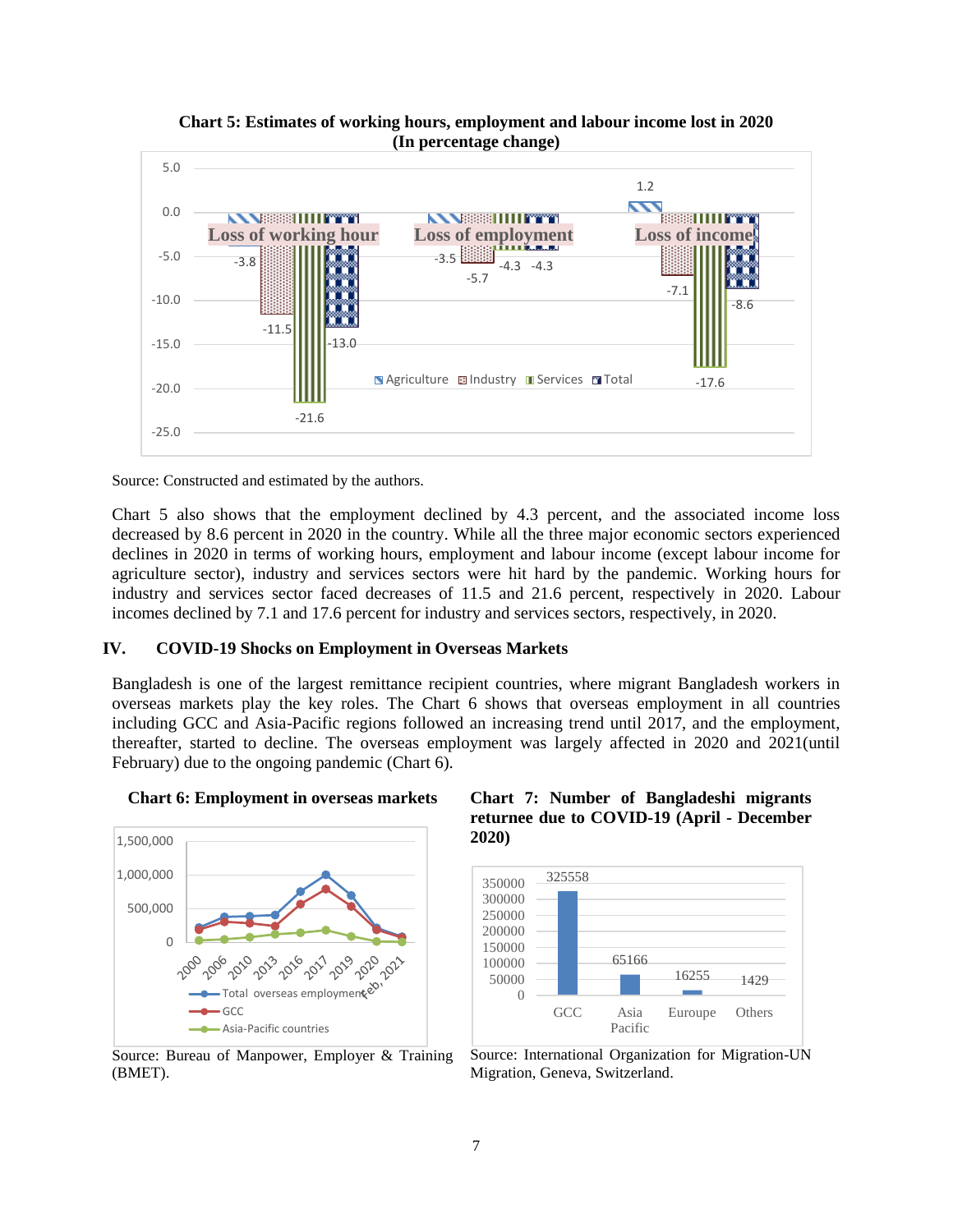**Chart 5: Estimates of working hours, employment and labour income lost in 2020 (In percentage change)**

| | Agriculture | Industry | Services | Total |
|---|---|---|---|---|
| Loss of working hour | -3.8 | -11.5 | -21.6 | -13.0 |
| Loss of employment | -3.5 | -5.7 | -4.3 | -4.3 |
| Loss of income | 1.2 | -7.1 | -17.6 | -8.6 |

Source: Constructed and estimated by the authors.

Chart 5 also shows that the employment declined by 4.3 percent, and the associated income loss decreased by 8.6 percent in 2020 in the country. While all the three major economic sectors experienced declines in 2020 in terms of working hours, employment and labour income (except labour income for agriculture sector), industry and services sectors were hit hard by the pandemic. Working hours for industry and services sector faced decreases of 11.5 and 21.6 percent, respectively in 2020. Labour incomes declined by 7.1 and 17.6 percent for industry and services sectors, respectively, in 2020.

## IV. COVID-19 Shocks on Employment in Overseas Markets

Bangladesh is one of the largest remittance recipient countries, where migrant Bangladesh workers in overseas markets play the key roles. The Chart 6 shows that overseas employment in all countries including GCC and Asia-Pacific regions followed an increasing trend until 2017, and the employment, thereafter, started to decline. The overseas employment was largely affected in 2020 and 2021(until February) due to the ongoing pandemic (Chart 6).

**Chart 6: Employment in overseas markets**

(Line chart: Total overseas employment, GCC, Asia-Pacific countries; years 2000, 2006, 2010, 2013, 2016, 2017, 2019, 2020, Feb, 2021)

Source: Bureau of Manpower, Employer & Training (BMET).

**Chart 7: Number of Bangladeshi migrants returnee due to COVID-19 (April - December 2020)**

| GCC | Asia Pacific | Euroupe | Others |
|---|---|---|---|
| 325558 | 65166 | 16255 | 1429 |

Source: International Organization for Migration-UN Migration, Geneva, Switzerland.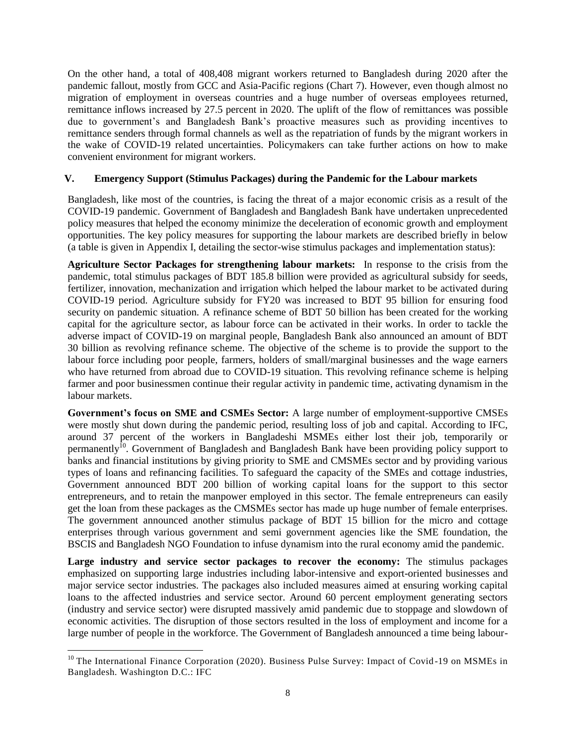On the other hand, a total of 408,408 migrant workers returned to Bangladesh during 2020 after the pandemic fallout, mostly from GCC and Asia-Pacific regions (Chart 7). However, even though almost no migration of employment in overseas countries and a huge number of overseas employees returned, remittance inflows increased by 27.5 percent in 2020. The uplift of the flow of remittances was possible due to government's and Bangladesh Bank's proactive measures such as providing incentives to remittance senders through formal channels as well as the repatriation of funds by the migrant workers in the wake of COVID-19 related uncertainties. Policymakers can take further actions on how to make convenient environment for migrant workers.

## V. Emergency Support (Stimulus Packages) during the Pandemic for the Labour markets

Bangladesh, like most of the countries, is facing the threat of a major economic crisis as a result of the COVID-19 pandemic. Government of Bangladesh and Bangladesh Bank have undertaken unprecedented policy measures that helped the economy minimize the deceleration of economic growth and employment opportunities. The key policy measures for supporting the labour markets are described briefly in below (a table is given in Appendix I, detailing the sector-wise stimulus packages and implementation status):

**Agriculture Sector Packages for strengthening labour markets:** In response to the crisis from the pandemic, total stimulus packages of BDT 185.8 billion were provided as agricultural subsidy for seeds, fertilizer, innovation, mechanization and irrigation which helped the labour market to be activated during COVID-19 period. Agriculture subsidy for FY20 was increased to BDT 95 billion for ensuring food security on pandemic situation. A refinance scheme of BDT 50 billion has been created for the working capital for the agriculture sector, as labour force can be activated in their works. In order to tackle the adverse impact of COVID-19 on marginal people, Bangladesh Bank also announced an amount of BDT 30 billion as revolving refinance scheme. The objective of the scheme is to provide the support to the labour force including poor people, farmers, holders of small/marginal businesses and the wage earners who have returned from abroad due to COVID-19 situation. This revolving refinance scheme is helping farmer and poor businessmen continue their regular activity in pandemic time, activating dynamism in the labour markets.

**Government's focus on SME and CSMEs Sector:** A large number of employment-supportive CMSEs were mostly shut down during the pandemic period, resulting loss of job and capital. According to IFC, around 37 percent of the workers in Bangladeshi MSMEs either lost their job, temporarily or permanently[10]. Government of Bangladesh and Bangladesh Bank have been providing policy support to banks and financial institutions by giving priority to SME and CMSMEs sector and by providing various types of loans and refinancing facilities. To safeguard the capacity of the SMEs and cottage industries, Government announced BDT 200 billion of working capital loans for the support to this sector entrepreneurs, and to retain the manpower employed in this sector. The female entrepreneurs can easily get the loan from these packages as the CMSMEs sector has made up huge number of female enterprises. The government announced another stimulus package of BDT 15 billion for the micro and cottage enterprises through various government and semi government agencies like the SME foundation, the BSCIS and Bangladesh NGO Foundation to infuse dynamism into the rural economy amid the pandemic.

**Large industry and service sector packages to recover the economy:** The stimulus packages emphasized on supporting large industries including labor-intensive and export-oriented businesses and major service sector industries. The packages also included measures aimed at ensuring working capital loans to the affected industries and service sector. Around 60 percent employment generating sectors (industry and service sector) were disrupted massively amid pandemic due to stoppage and slowdown of economic activities. The disruption of those sectors resulted in the loss of employment and income for a large number of people in the workforce. The Government of Bangladesh announced a time being labour-

[10] The International Finance Corporation (2020). Business Pulse Survey: Impact of Covid-19 on MSMEs in Bangladesh. Washington D.C.: IFC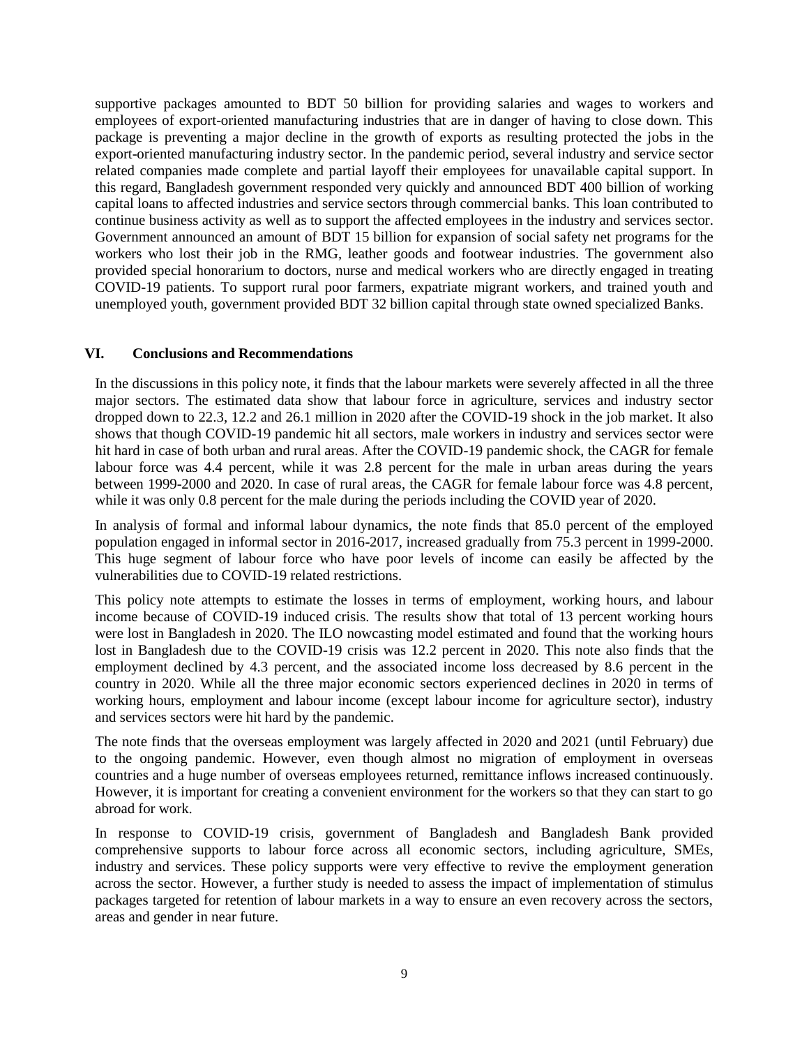supportive packages amounted to BDT 50 billion for providing salaries and wages to workers and employees of export-oriented manufacturing industries that are in danger of having to close down. This package is preventing a major decline in the growth of exports as resulting protected the jobs in the export-oriented manufacturing industry sector. In the pandemic period, several industry and service sector related companies made complete and partial layoff their employees for unavailable capital support. In this regard, Bangladesh government responded very quickly and announced BDT 400 billion of working capital loans to affected industries and service sectors through commercial banks. This loan contributed to continue business activity as well as to support the affected employees in the industry and services sector. Government announced an amount of BDT 15 billion for expansion of social safety net programs for the workers who lost their job in the RMG, leather goods and footwear industries. The government also provided special honorarium to doctors, nurse and medical workers who are directly engaged in treating COVID-19 patients. To support rural poor farmers, expatriate migrant workers, and trained youth and unemployed youth, government provided BDT 32 billion capital through state owned specialized Banks.

## VI. Conclusions and Recommendations

In the discussions in this policy note, it finds that the labour markets were severely affected in all the three major sectors. The estimated data show that labour force in agriculture, services and industry sector dropped down to 22.3, 12.2 and 26.1 million in 2020 after the COVID-19 shock in the job market. It also shows that though COVID-19 pandemic hit all sectors, male workers in industry and services sector were hit hard in case of both urban and rural areas. After the COVID-19 pandemic shock, the CAGR for female labour force was 4.4 percent, while it was 2.8 percent for the male in urban areas during the years between 1999-2000 and 2020. In case of rural areas, the CAGR for female labour force was 4.8 percent, while it was only 0.8 percent for the male during the periods including the COVID year of 2020.

In analysis of formal and informal labour dynamics, the note finds that 85.0 percent of the employed population engaged in informal sector in 2016-2017, increased gradually from 75.3 percent in 1999-2000. This huge segment of labour force who have poor levels of income can easily be affected by the vulnerabilities due to COVID-19 related restrictions.

This policy note attempts to estimate the losses in terms of employment, working hours, and labour income because of COVID-19 induced crisis. The results show that total of 13 percent working hours were lost in Bangladesh in 2020. The ILO nowcasting model estimated and found that the working hours lost in Bangladesh due to the COVID-19 crisis was 12.2 percent in 2020. This note also finds that the employment declined by 4.3 percent, and the associated income loss decreased by 8.6 percent in the country in 2020. While all the three major economic sectors experienced declines in 2020 in terms of working hours, employment and labour income (except labour income for agriculture sector), industry and services sectors were hit hard by the pandemic.

The note finds that the overseas employment was largely affected in 2020 and 2021 (until February) due to the ongoing pandemic. However, even though almost no migration of employment in overseas countries and a huge number of overseas employees returned, remittance inflows increased continuously. However, it is important for creating a convenient environment for the workers so that they can start to go abroad for work.

In response to COVID-19 crisis, government of Bangladesh and Bangladesh Bank provided comprehensive supports to labour force across all economic sectors, including agriculture, SMEs, industry and services. These policy supports were very effective to revive the employment generation across the sector. However, a further study is needed to assess the impact of implementation of stimulus packages targeted for retention of labour markets in a way to ensure an even recovery across the sectors, areas and gender in near future.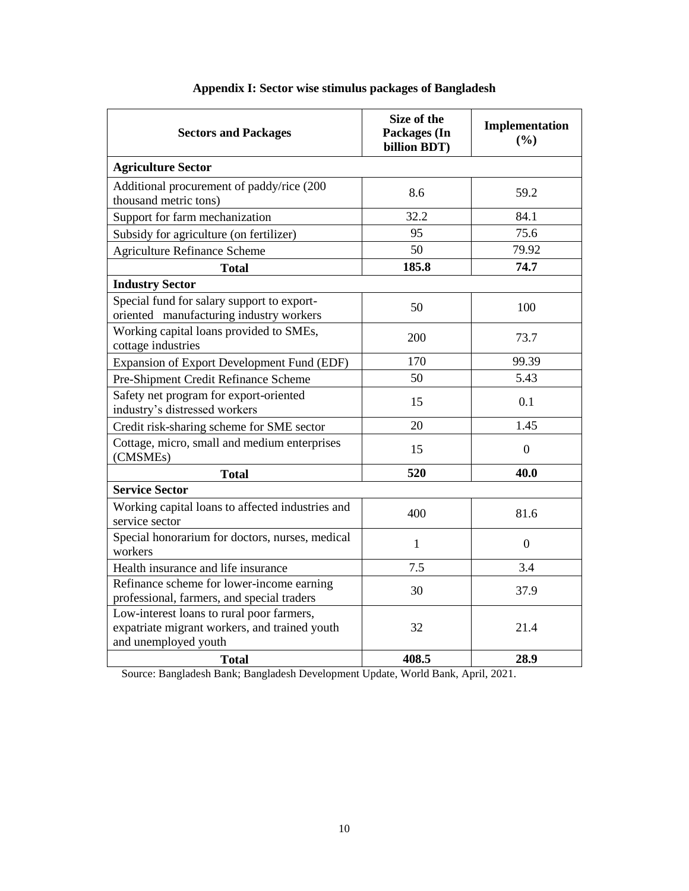## Appendix I: Sector wise stimulus packages of Bangladesh

| Sectors and Packages | Size of the Packages (In billion BDT) | Implementation (%) |
|---|---|---|
| **Agriculture Sector** | | |
| Additional procurement of paddy/rice (200 thousand metric tons) | 8.6 | 59.2 |
| Support for farm mechanization | 32.2 | 84.1 |
| Subsidy for agriculture (on fertilizer) | 95 | 75.6 |
| Agriculture Refinance Scheme | 50 | 79.92 |
| **Total** | **185.8** | **74.7** |
| **Industry Sector** | | |
| Special fund for salary support to export-oriented manufacturing industry workers | 50 | 100 |
| Working capital loans provided to SMEs, cottage industries | 200 | 73.7 |
| Expansion of Export Development Fund (EDF) | 170 | 99.39 |
| Pre-Shipment Credit Refinance Scheme | 50 | 5.43 |
| Safety net program for export-oriented industry's distressed workers | 15 | 0.1 |
| Credit risk-sharing scheme for SME sector | 20 | 1.45 |
| Cottage, micro, small and medium enterprises (CMSMEs) | 15 | 0 |
| **Total** | **520** | **40.0** |
| **Service Sector** | | |
| Working capital loans to affected industries and service sector | 400 | 81.6 |
| Special honorarium for doctors, nurses, medical workers | 1 | 0 |
| Health insurance and life insurance | 7.5 | 3.4 |
| Refinance scheme for lower-income earning professional, farmers, and special traders | 30 | 37.9 |
| Low-interest loans to rural poor farmers, expatriate migrant workers, and trained youth and unemployed youth | 32 | 21.4 |
| **Total** | **408.5** | **28.9** |

Source: Bangladesh Bank; Bangladesh Development Update, World Bank, April, 2021.